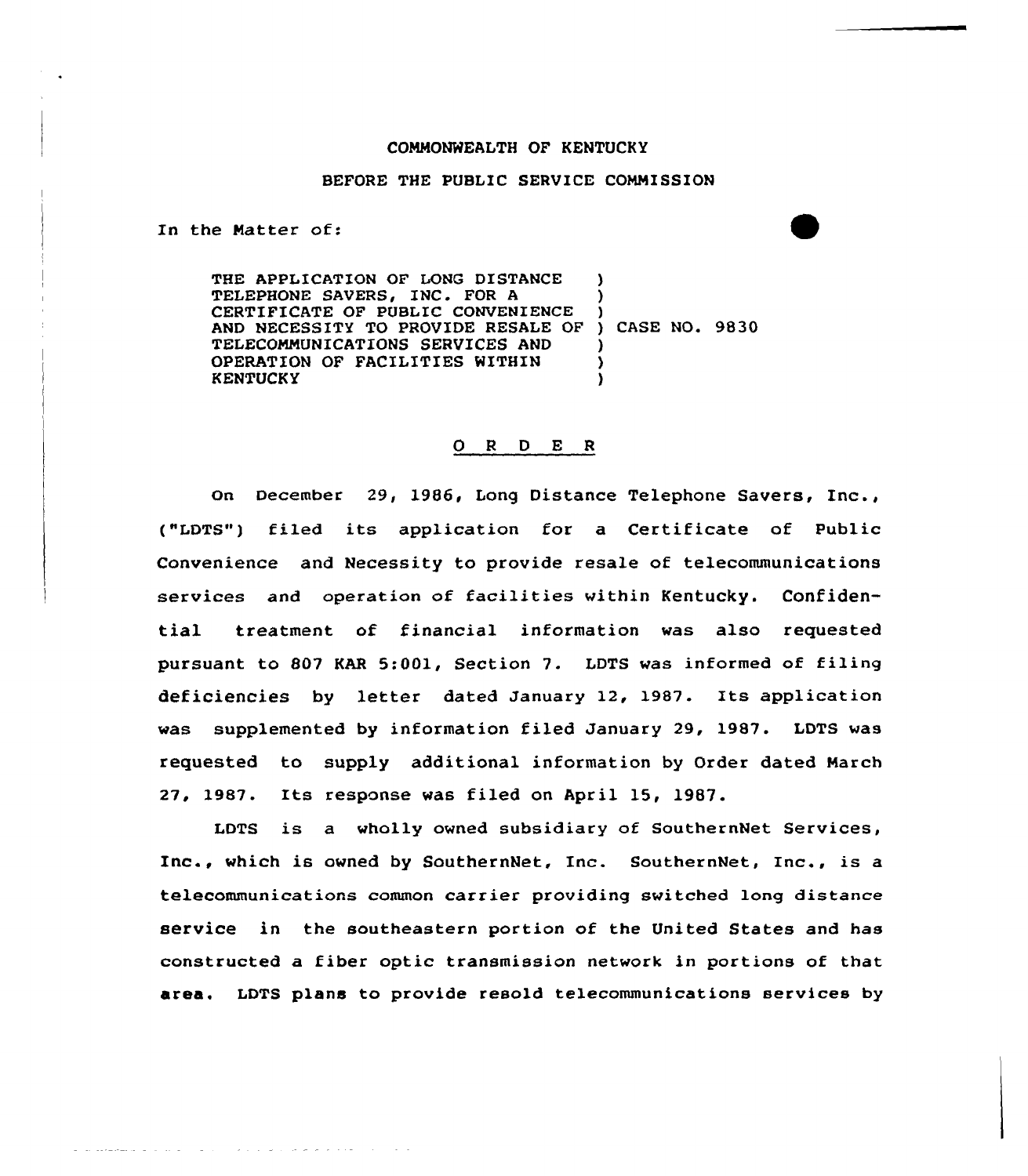COMMONWEALTH OF KENTUCKY

BEFORE THE PUBLIC SERVICE COMMISSION

In the Matter of:

| | | |
|---|---|---|
| THE APPLICATION OF LONG DISTANCE TELEPHONE SAVERS, INC. FOR A CERTIFICATE OF PUBLIC CONVENIENCE AND NECESSITY TO PROVIDE RESALE OF TELECOMMUNICATIONS SERVICES AND OPERATION OF FACILITIES WITHIN KENTUCKY | ) | CASE NO. 9830 |

## O R D E R

On December 29, 1986, Long Distance Telephone Savers, Inc., ("LDTS") filed its application for a Certificate of Public Convenience and Necessity to provide resale of telecommunications services and operation of facilities within Kentucky. Confidential treatment of financial information was also requested pursuant to 807 KAR 5:001, Section 7. LDTS was informed of filing deficiencies by letter dated January 12, 1987. Its application was supplemented by information filed January 29, 1987. LDTS was requested to supply additional information by Order dated March 27, 1987. Its response was filed on April 15, 1987.

LDTS is a wholly owned subsidiary of SouthernNet Services, Inc., which is owned by SouthernNet, Inc. SouthernNet, Inc., is a telecommunications common carrier providing switched long distance service in the southeastern portion of the United States and has constructed a fiber optic transmission network in portions of that area. LDTS plans to provide resold telecommunications services by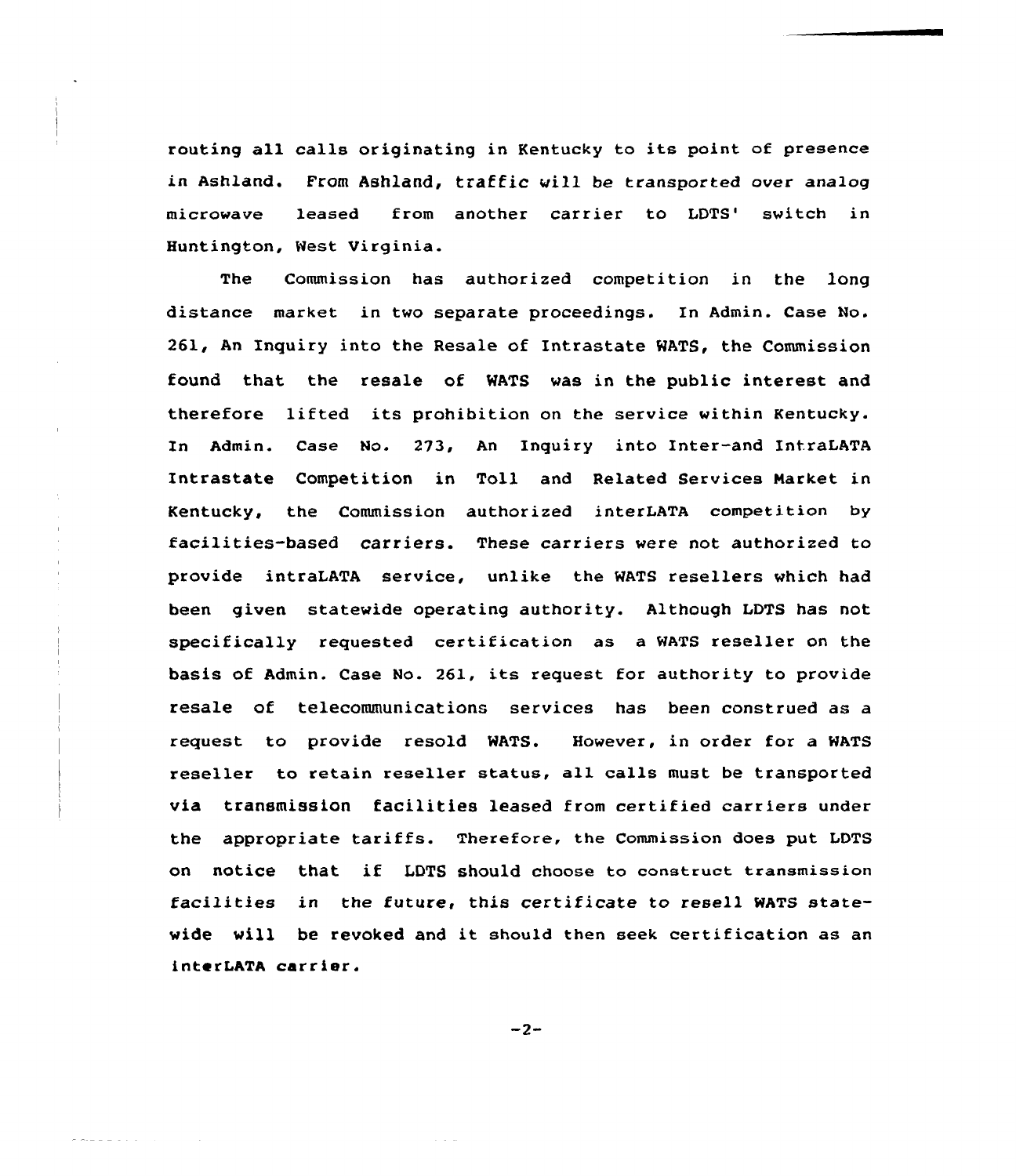routing all calls originating in Kentucky to its point of presence in Ashland. From Ashland, traffic will be transported over analog microwave leased from another carrier to LDTS' switch in Huntington, West Virginia.

The Commission has authorized competition in the long distance market in two separate proceedings. In Admin. Case No. 261, An Inquiry into the Resale of Intrastate WATS, the Commission found that the resale of WATS was in the public interest and therefore lifted its prohibition on the service within Kentucky. In Admin. Case No. 273, An Inquiry into Inter-and IntraLATA Intrastate Competition in Toll and Related Services Market in Kentucky, the Commission authorized interLATA competition by facilities-based carriers. These carriers were not authorized to provide intraLATA service, unlike the WATS resellers which had been given statewide operating authority. Although LDTS has not specifically requested certification as a WATS reseller on the basis of Admin. Case No. 261, its request for authority to provide resale of telecommunications services has been construed as a request to provide resold WATS. However, in order for a WATS reseller to retain reseller status, all calls must be transported via transmission facilities leased from certified carriers under the appropriate tariffs. Therefore, the Commission does put LDTS on notice that if LDTS should choose to construct transmission facilities in the future, this certificate to resell WATS statewide will be revoked and it should then seek certification as an interLATA carrier.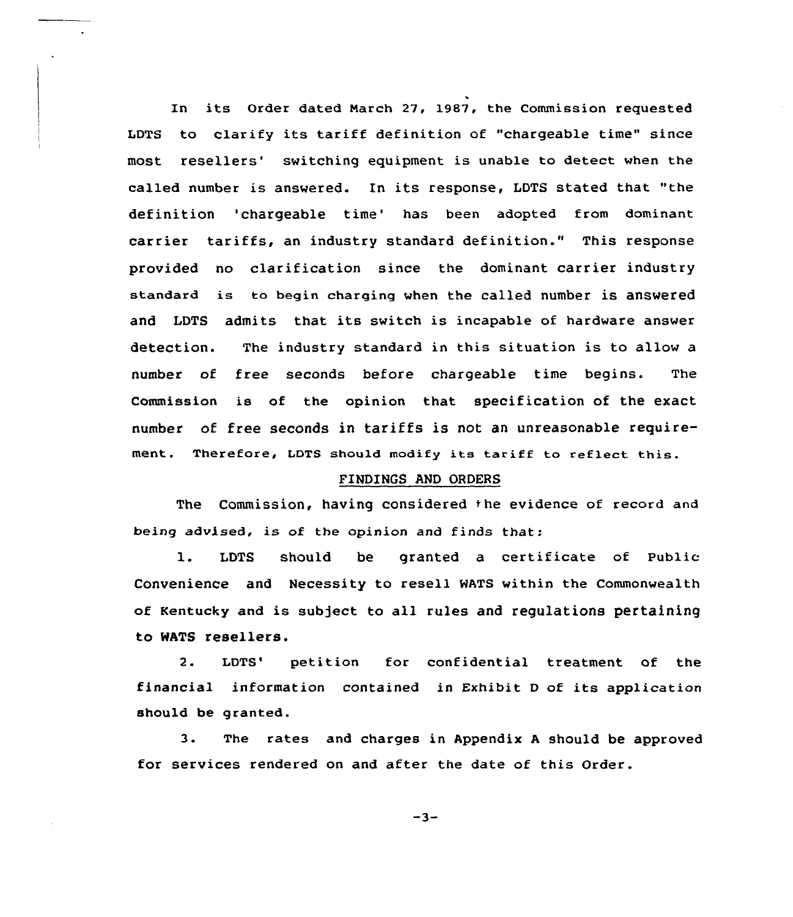In its Order dated March 27, 1987, the Commission requested LDTS to clarify its tariff definition of "chargeable time" since most resellers' switching equipment is unable to detect when the called number is answered. In its response, LDTS stated that "the definition 'chargeable time' has been adopted from dominant carrier tariffs, an industry standard definition." This response provided no clarification since the dominant carrier industry standard is to begin charging when the called number is answered and LDTS admits that its switch is incapable of hardware answer detection. The industry standard in this situation is to allow a number of free seconds before chargeable time begins. The Commission is of the opinion that specification of the exact number of free seconds in tariffs is not an unreasonable requirement. Therefore, LDTS should modify its tariff to reflect this.

## FINDINGS AND ORDERS

The Commission, having considered the evidence of record and being advised, is of the opinion and finds that:

1. LDTS should be granted a certificate of Public Convenience and Necessity to resell WATS within the Commonwealth of Kentucky and is subject to all rules and regulations pertaining to WATS resellers.

2. LDTS' petition for confidential treatment of the financial information contained in Exhibit D of its application should be granted.

3. The rates and charges in Appendix A should be approved for services rendered on and after the date of this Order.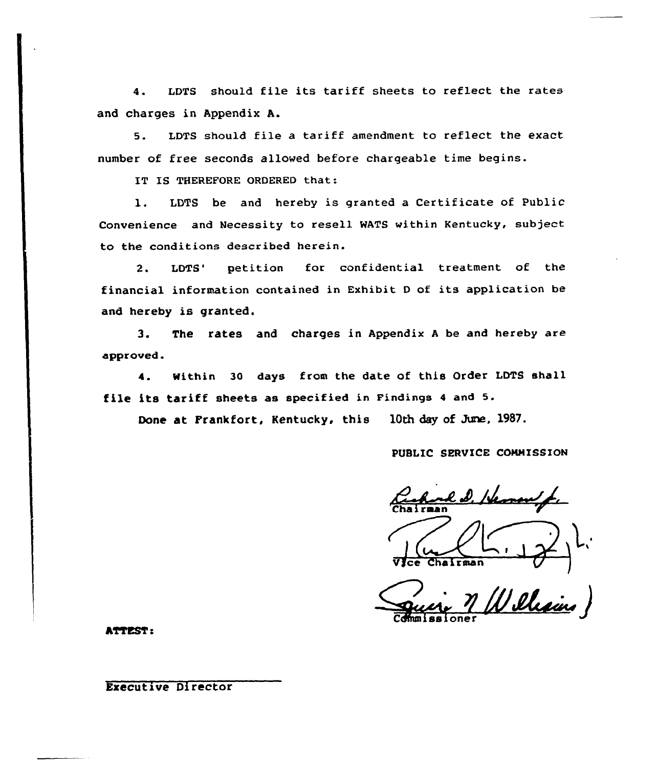4. LDTS should file its tariff sheets to reflect the rates and charges in Appendix A.

5. LDTS should file a tariff amendment to reflect the exact number of free seconds allowed before chargeable time begins.

IT IS THEREFORE ORDERED that:

1. LDTS be and hereby is granted a Certificate of Public Convenience and Necessity to resell WATS within Kentucky, subject to the conditions described herein.

2. LDTS' petition for confidential treatment of the financial information contained in Exhibit D of its application be and hereby is granted.

3. The rates and charges in Appendix A be and hereby are approved.

4. Within 30 days from the date of this Order LDTS shall file its tariff sheets as specified in Findings 4 and 5.

Done at Frankfort, Kentucky, this 10th day of June, 1987.

PUBLIC SERVICE COMMISSION

Chairman

Vice Chairman

Commissioner

ATTEST:

Executive Director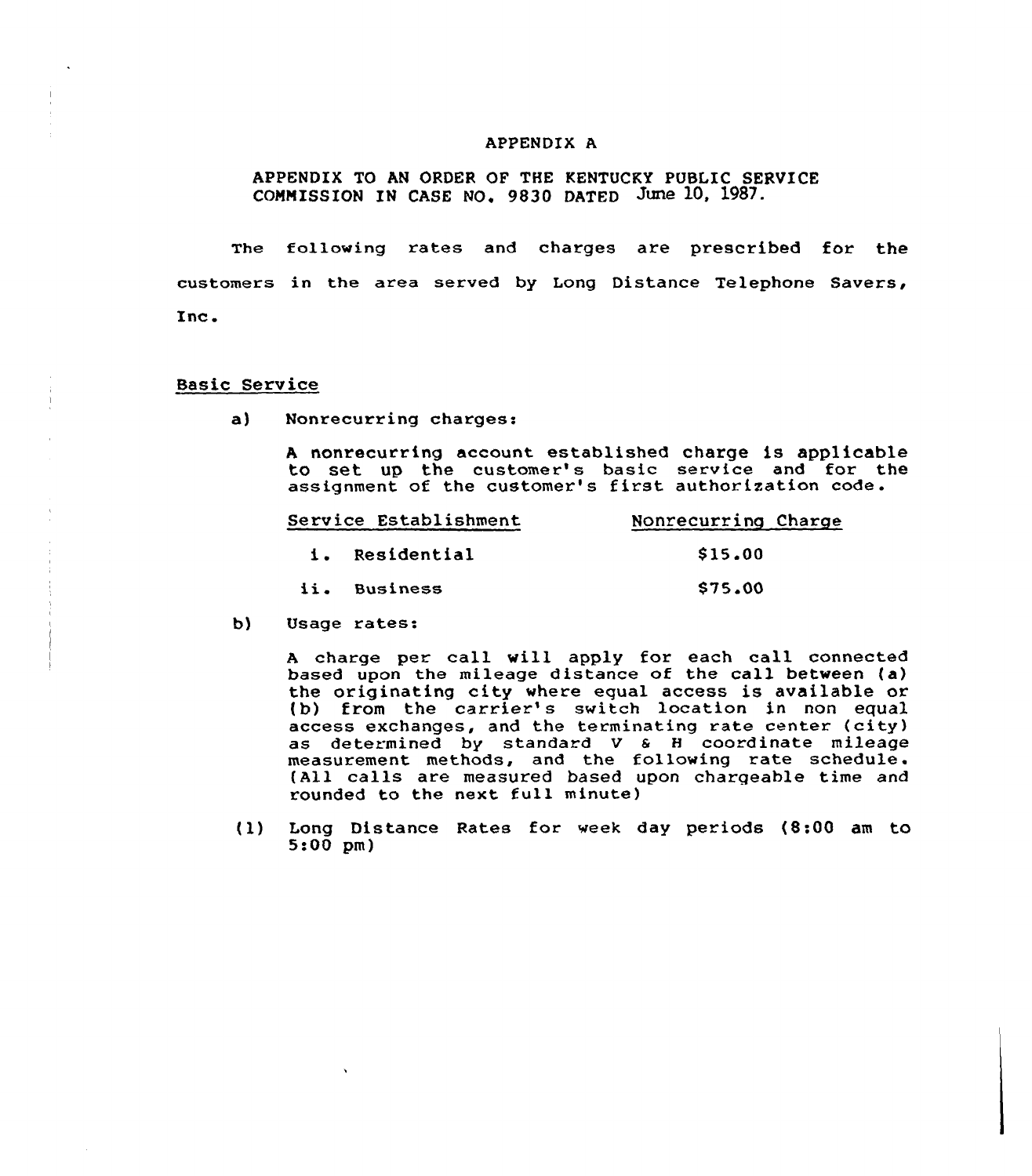APPENDIX A

APPENDIX TO AN ORDER OF THE KENTUCKY PUBLIC SERVICE COMMISSION IN CASE NO. 9830 DATED June 10, 1987.

The following rates and charges are prescribed for the customers in the area served by Long Distance Telephone Savers, Inc.

Basic Service

a) Nonrecurring charges:

A nonrecurring account established charge is applicable to set up the customer's basic service and for the assignment of the customer's first authorization code.

| Service Establishment | Nonrecurring Charge |
|---|---|
| i. Residential | $15.00 |
| ii. Business | $75.00 |

b) Usage rates:

A charge per call will apply for each call connected based upon the mileage distance of the call between (a) the originating city where equal access is available or (b) from the carrier's switch location in non equal access exchanges, and the terminating rate center (city) as determined by standard V & H coordinate mileage measurement methods, and the following rate schedule. (All calls are measured based upon chargeable time and rounded to the next full minute)

(1) Long Distance Rates for week day periods (8:00 am to 5:00 pm)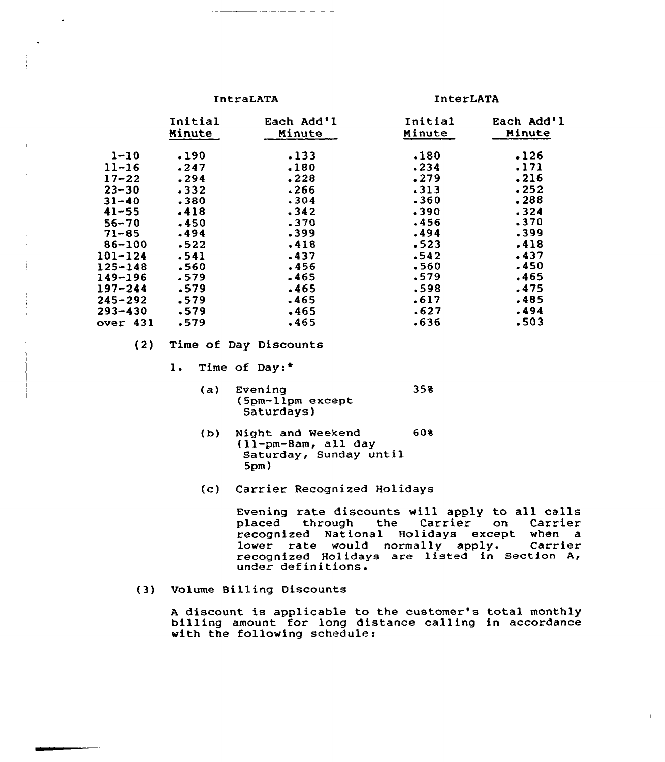| | IntraLATA | | InterLATA | |
|---|---|---|---|---|
| | Initial Minute | Each Add'l Minute | Initial Minute | Each Add'l Minute |
| 1-10 | .190 | .133 | .180 | .126 |
| 11-16 | .247 | .180 | .234 | .171 |
| 17-22 | .294 | .228 | .279 | .216 |
| 23-30 | .332 | .266 | .313 | .252 |
| 31-40 | .380 | .304 | .360 | .288 |
| 41-55 | .418 | .342 | .390 | .324 |
| 56-70 | .450 | .370 | .456 | .370 |
| 71-85 | .494 | .399 | .494 | .399 |
| 86-100 | .522 | .418 | .523 | .418 |
| 101-124 | .541 | .437 | .542 | .437 |
| 125-148 | .560 | .456 | .560 | .450 |
| 149-196 | .579 | .465 | .579 | .465 |
| 197-244 | .579 | .465 | .598 | .475 |
| 245-292 | .579 | .465 | .617 | .485 |
| 293-430 | .579 | .465 | .627 | .494 |
| over 431 | .579 | .465 | .636 | .503 |

(2) Time of Day Discounts

1. Time of Day:*

   (a) Evening (5pm-11pm except Saturdays) 35%

   (b) Night and Weekend (11-pm-8am, all day Saturday, Sunday until 5pm) 60%

   (c) Carrier Recognized Holidays

   Evening rate discounts will apply to all calls placed through the Carrier on Carrier recognized National Holidays except when a lower rate would normally apply. Carrier recognized Holidays are listed in Section A, under definitions.

(3) Volume Billing Discounts

A discount is applicable to the customer's total monthly billing amount for long distance calling in accordance with the following schedule: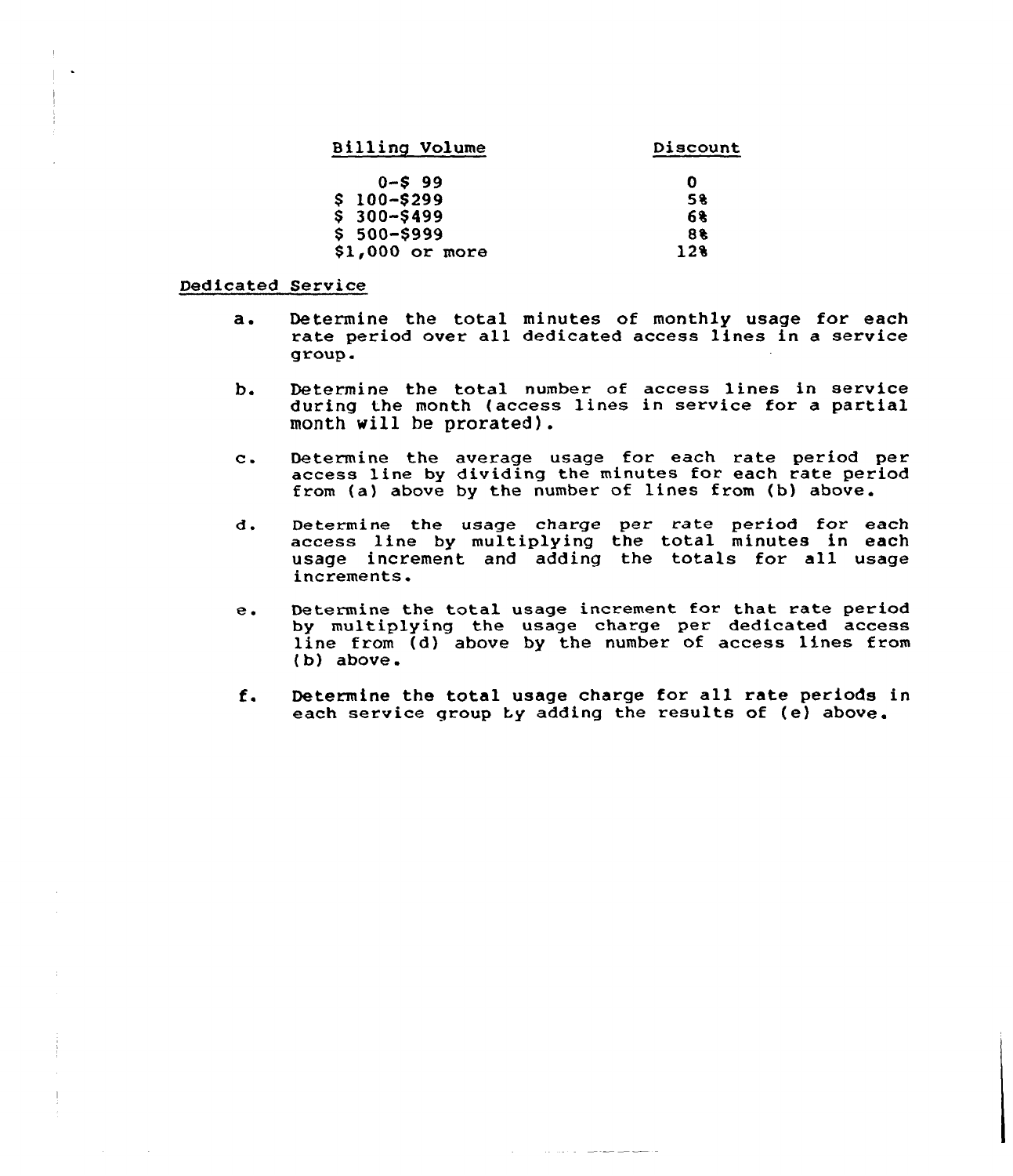| Billing Volume | Discount |
|---|---|
| 0-$ 99 | 0 |
| $ 100-$299 | 5% |
| $ 300-$499 | 6% |
| $ 500-$999 | 8% |
| $1,000 or more | 12% |

Dedicated Service

a. Determine the total minutes of monthly usage for each rate period over all dedicated access lines in a service group.

b. Determine the total number of access lines in service during the month (access lines in service for a partial month will be prorated).

c. Determine the average usage for each rate period per access line by dividing the minutes for each rate period from (a) above by the number of lines from (b) above.

d. Determine the usage charge per rate period for each access line by multiplying the total minutes in each usage increment and adding the totals for all usage increments.

e. Determine the total usage increment for that rate period by multiplying the usage charge per dedicated access line from (d) above by the number of access lines from (b) above.

f. Determine the total usage charge for all rate periods in each service group by adding the results of (e) above.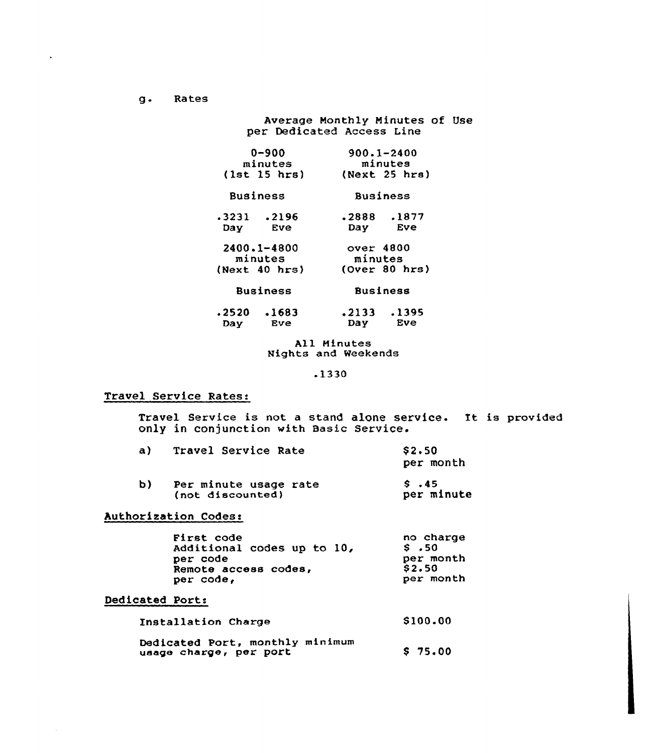g. Rates

Average Monthly Minutes of Use per Dedicated Access Line

| 0-900 minutes (1st 15 hrs) | | 900.1-2400 minutes (Next 25 hrs) | |
|---|---|---|---|
| Business | | Business | |
| .3231 | .2196 | .2888 | .1877 |
| Day | Eve | Day | Eve |

| 2400.1-4800 minutes (Next 40 hrs) | | over 4800 minutes (Over 80 hrs) | |
|---|---|---|---|
| Business | | Business | |
| .2520 | .1683 | .2133 | .1395 |
| Day | Eve | Day | Eve |

All Minutes
Nights and Weekends

.1330

Travel Service Rates:

Travel Service is not a stand alone service. It is provided only in conjunction with Basic Service.

| | | |
|---|---|---|
| a) | Travel Service Rate | $2.50 per month |
| b) | Per minute usage rate (not discounted) | $ .45 per minute |

Authorization Codes:

| | |
|---|---|
| First code | no charge |
| Additional codes up to 10, per code | $ .50 per month |
| Remote access codes, per code, | $2.50 per month |

Dedicated Port:

| | |
|---|---|
| Installation Charge | $100.00 |
| Dedicated Port, monthly minimum usage charge, per port | $ 75.00 |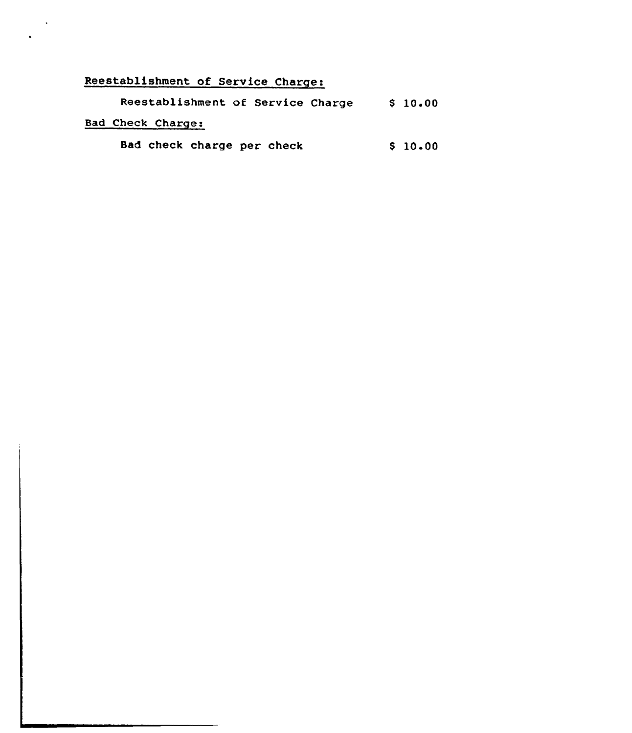Reestablishment of Service Charge:

| | |
|---|---|
| Reestablishment of Service Charge | $ 10.00 |

Bad Check Charge:

| | |
|---|---|
| Bad check charge per check | $ 10.00 |